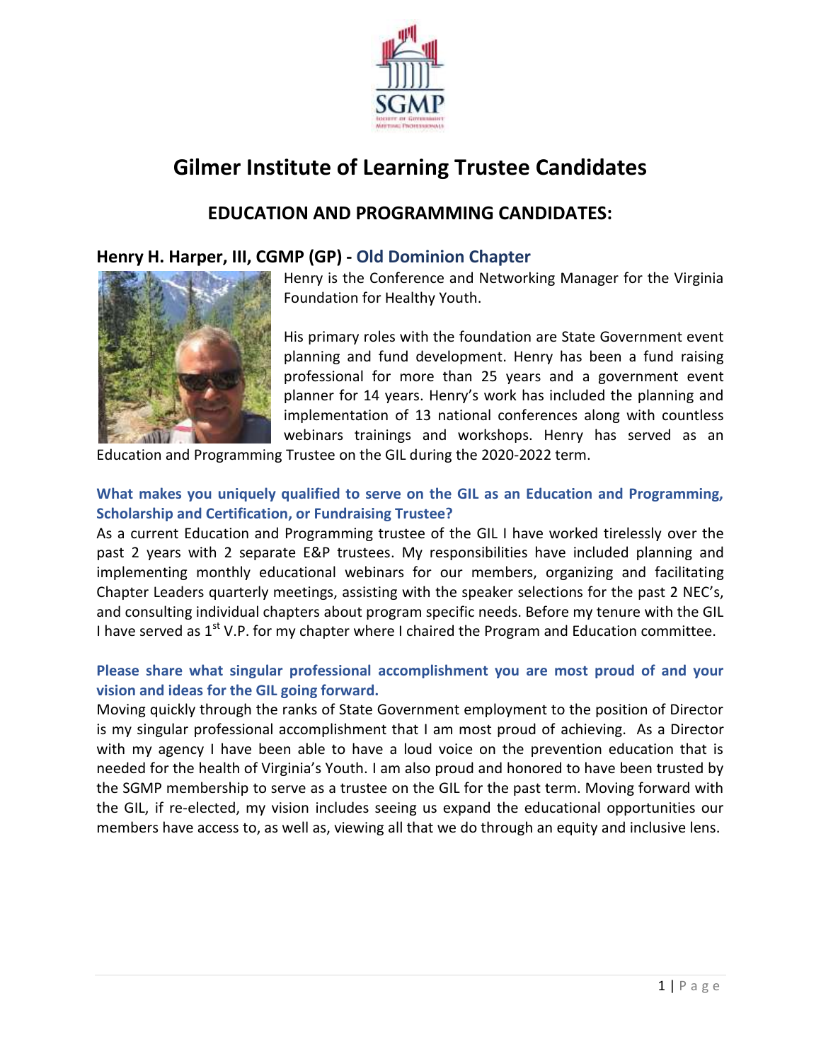# Gilmer Institute of Learning Trustee Candidates

## EDUCATION AND PROGRAMMING CANDIDATES:

### Henry H. Harper, III, CGMP (GP) - Old Dominion Chapter

Henry is the Conference and Networking Manager for the Virginia Foundation for Healthy Youth.

His primary roles with the foundation are State Government event planning and fund development. Henry has been a fund raising professional for more than 25 years and a government event planner for 14 years. Henry's work has included the planning and implementation of 13 national conferences along with countless webinars trainings and workshops. Henry has served as an Education and Programming Trustee on the GIL during the 2020-2022 term.

**What makes you uniquely qualified to serve on the GIL as an Education and Programming, Scholarship and Certification, or Fundraising Trustee?**

As a current Education and Programming trustee of the GIL I have worked tirelessly over the past 2 years with 2 separate E&P trustees. My responsibilities have included planning and implementing monthly educational webinars for our members, organizing and facilitating Chapter Leaders quarterly meetings, assisting with the speaker selections for the past 2 NEC's, and consulting individual chapters about program specific needs. Before my tenure with the GIL I have served as 1st V.P. for my chapter where I chaired the Program and Education committee.

**Please share what singular professional accomplishment you are most proud of and your vision and ideas for the GIL going forward.**

Moving quickly through the ranks of State Government employment to the position of Director is my singular professional accomplishment that I am most proud of achieving. As a Director with my agency I have been able to have a loud voice on the prevention education that is needed for the health of Virginia's Youth. I am also proud and honored to have been trusted by the SGMP membership to serve as a trustee on the GIL for the past term. Moving forward with the GIL, if re-elected, my vision includes seeing us expand the educational opportunities our members have access to, as well as, viewing all that we do through an equity and inclusive lens.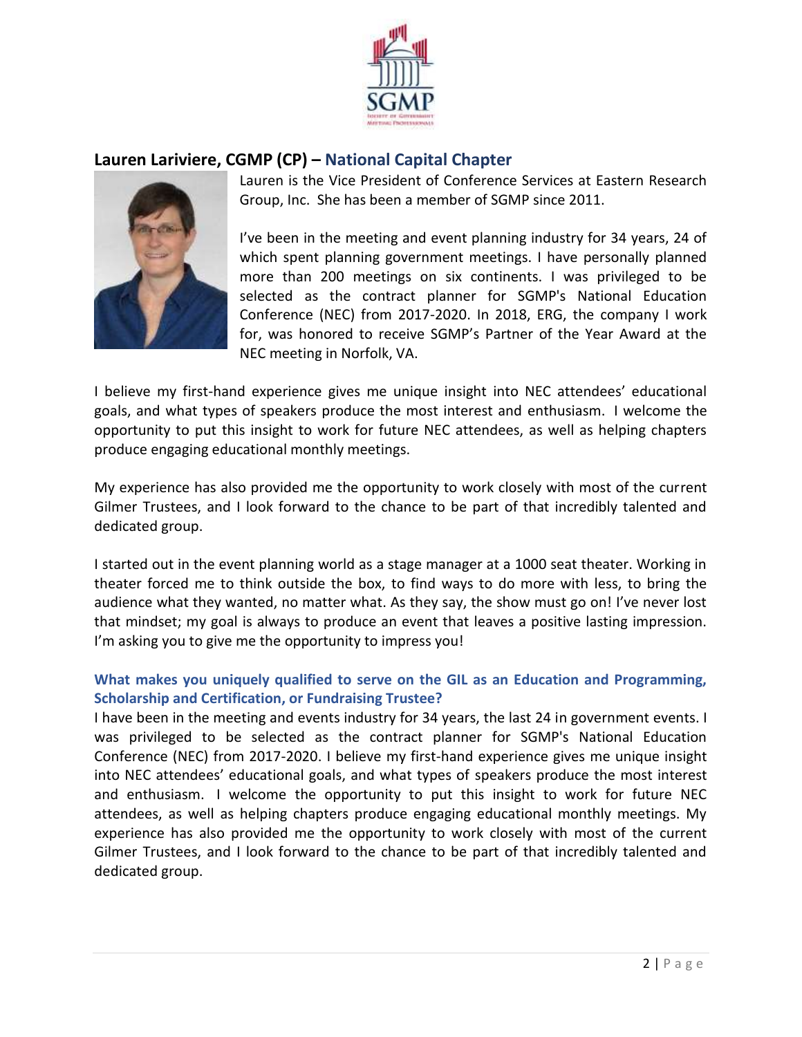## Lauren Lariviere, CGMP (CP) – National Capital Chapter

Lauren is the Vice President of Conference Services at Eastern Research Group, Inc. She has been a member of SGMP since 2011.

I've been in the meeting and event planning industry for 34 years, 24 of which spent planning government meetings. I have personally planned more than 200 meetings on six continents. I was privileged to be selected as the contract planner for SGMP's National Education Conference (NEC) from 2017-2020. In 2018, ERG, the company I work for, was honored to receive SGMP's Partner of the Year Award at the NEC meeting in Norfolk, VA.

I believe my first-hand experience gives me unique insight into NEC attendees' educational goals, and what types of speakers produce the most interest and enthusiasm. I welcome the opportunity to put this insight to work for future NEC attendees, as well as helping chapters produce engaging educational monthly meetings.

My experience has also provided me the opportunity to work closely with most of the current Gilmer Trustees, and I look forward to the chance to be part of that incredibly talented and dedicated group.

I started out in the event planning world as a stage manager at a 1000 seat theater. Working in theater forced me to think outside the box, to find ways to do more with less, to bring the audience what they wanted, no matter what. As they say, the show must go on! I've never lost that mindset; my goal is always to produce an event that leaves a positive lasting impression. I'm asking you to give me the opportunity to impress you!

### What makes you uniquely qualified to serve on the GIL as an Education and Programming, Scholarship and Certification, or Fundraising Trustee?

I have been in the meeting and events industry for 34 years, the last 24 in government events. I was privileged to be selected as the contract planner for SGMP's National Education Conference (NEC) from 2017-2020. I believe my first-hand experience gives me unique insight into NEC attendees' educational goals, and what types of speakers produce the most interest and enthusiasm. I welcome the opportunity to put this insight to work for future NEC attendees, as well as helping chapters produce engaging educational monthly meetings. My experience has also provided me the opportunity to work closely with most of the current Gilmer Trustees, and I look forward to the chance to be part of that incredibly talented and dedicated group.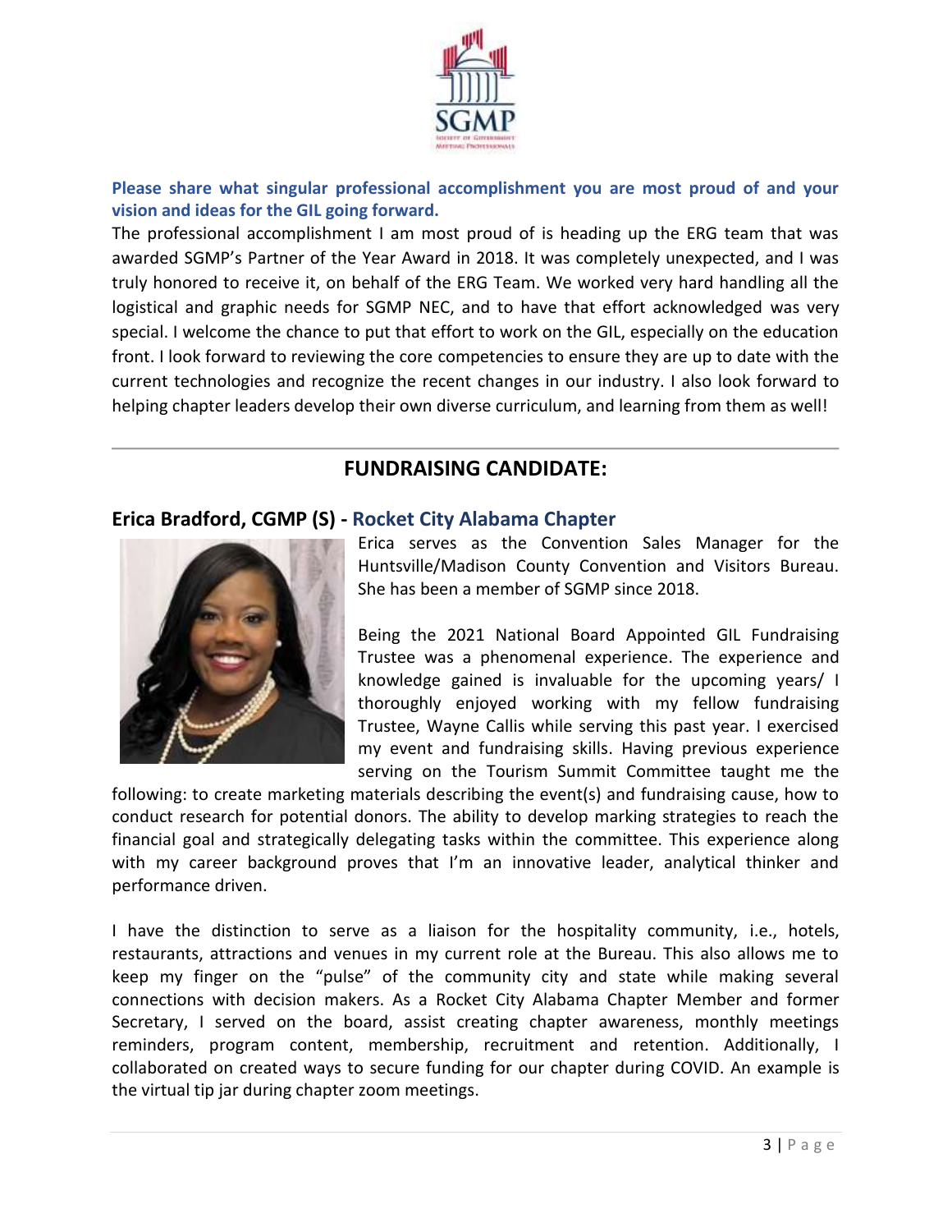**Please share what singular professional accomplishment you are most proud of and your vision and ideas for the GIL going forward.**

The professional accomplishment I am most proud of is heading up the ERG team that was awarded SGMP's Partner of the Year Award in 2018. It was completely unexpected, and I was truly honored to receive it, on behalf of the ERG Team. We worked very hard handling all the logistical and graphic needs for SGMP NEC, and to have that effort acknowledged was very special. I welcome the chance to put that effort to work on the GIL, especially on the education front. I look forward to reviewing the core competencies to ensure they are up to date with the current technologies and recognize the recent changes in our industry. I also look forward to helping chapter leaders develop their own diverse curriculum, and learning from them as well!

---

## FUNDRAISING CANDIDATE:

### Erica Bradford, CGMP (S) - Rocket City Alabama Chapter

Erica serves as the Convention Sales Manager for the Huntsville/Madison County Convention and Visitors Bureau. She has been a member of SGMP since 2018.

Being the 2021 National Board Appointed GIL Fundraising Trustee was a phenomenal experience. The experience and knowledge gained is invaluable for the upcoming years/ I thoroughly enjoyed working with my fellow fundraising Trustee, Wayne Callis while serving this past year. I exercised my event and fundraising skills. Having previous experience serving on the Tourism Summit Committee taught me the following: to create marketing materials describing the event(s) and fundraising cause, how to conduct research for potential donors. The ability to develop marking strategies to reach the financial goal and strategically delegating tasks within the committee. This experience along with my career background proves that I'm an innovative leader, analytical thinker and performance driven.

I have the distinction to serve as a liaison for the hospitality community, i.e., hotels, restaurants, attractions and venues in my current role at the Bureau. This also allows me to keep my finger on the "pulse" of the community city and state while making several connections with decision makers. As a Rocket City Alabama Chapter Member and former Secretary, I served on the board, assist creating chapter awareness, monthly meetings reminders, program content, membership, recruitment and retention. Additionally, I collaborated on created ways to secure funding for our chapter during COVID. An example is the virtual tip jar during chapter zoom meetings.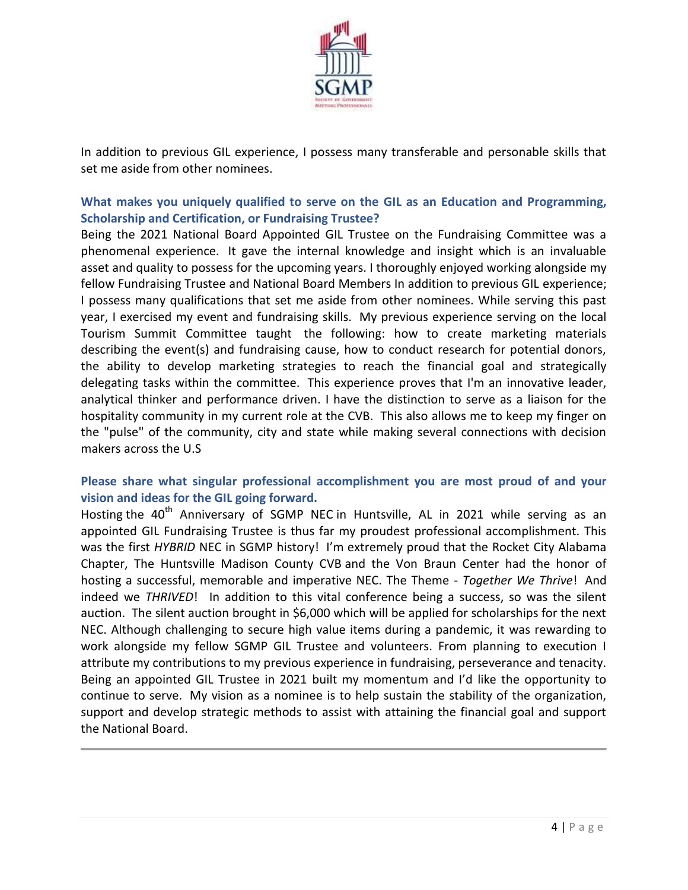In addition to previous GIL experience, I possess many transferable and personable skills that set me aside from other nominees.

### What makes you uniquely qualified to serve on the GIL as an Education and Programming, Scholarship and Certification, or Fundraising Trustee?

Being the 2021 National Board Appointed GIL Trustee on the Fundraising Committee was a phenomenal experience. It gave the internal knowledge and insight which is an invaluable asset and quality to possess for the upcoming years. I thoroughly enjoyed working alongside my fellow Fundraising Trustee and National Board Members In addition to previous GIL experience; I possess many qualifications that set me aside from other nominees. While serving this past year, I exercised my event and fundraising skills. My previous experience serving on the local Tourism Summit Committee taught the following: how to create marketing materials describing the event(s) and fundraising cause, how to conduct research for potential donors, the ability to develop marketing strategies to reach the financial goal and strategically delegating tasks within the committee. This experience proves that I'm an innovative leader, analytical thinker and performance driven. I have the distinction to serve as a liaison for the hospitality community in my current role at the CVB. This also allows me to keep my finger on the "pulse" of the community, city and state while making several connections with decision makers across the U.S

### Please share what singular professional accomplishment you are most proud of and your vision and ideas for the GIL going forward.

Hosting the 40th Anniversary of SGMP NEC in Huntsville, AL in 2021 while serving as an appointed GIL Fundraising Trustee is thus far my proudest professional accomplishment. This was the first *HYBRID* NEC in SGMP history! I'm extremely proud that the Rocket City Alabama Chapter, The Huntsville Madison County CVB and the Von Braun Center had the honor of hosting a successful, memorable and imperative NEC. The Theme - *Together We Thrive*! And indeed we *THRIVED*! In addition to this vital conference being a success, so was the silent auction. The silent auction brought in $6,000 which will be applied for scholarships for the next NEC. Although challenging to secure high value items during a pandemic, it was rewarding to work alongside my fellow SGMP GIL Trustee and volunteers. From planning to execution I attribute my contributions to my previous experience in fundraising, perseverance and tenacity. Being an appointed GIL Trustee in 2021 built my momentum and I'd like the opportunity to continue to serve. My vision as a nominee is to help sustain the stability of the organization, support and develop strategic methods to assist with attaining the financial goal and support the National Board.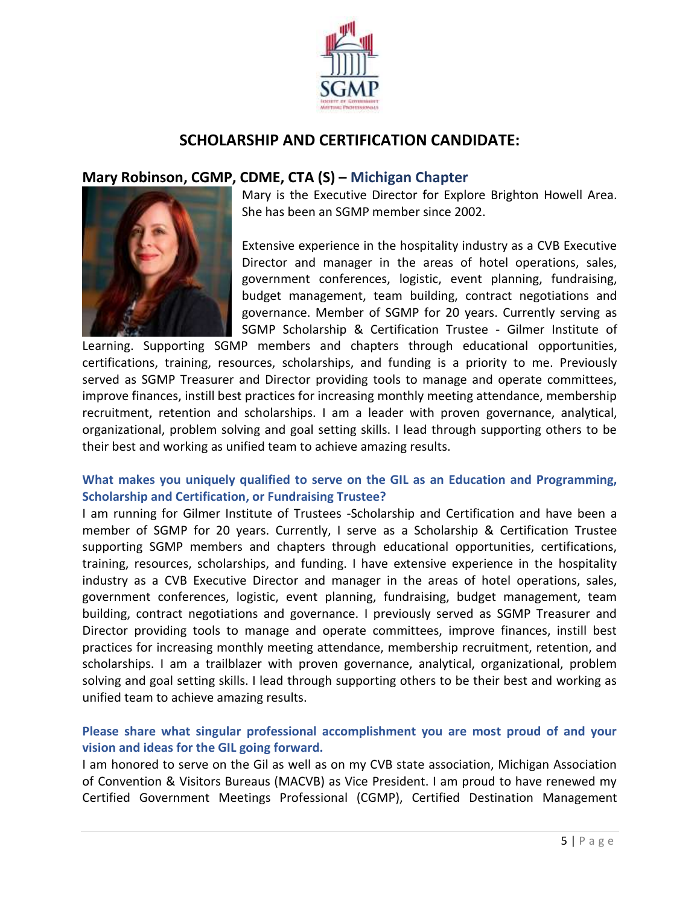## SCHOLARSHIP AND CERTIFICATION CANDIDATE:

### Mary Robinson, CGMP, CDME, CTA (S) – Michigan Chapter

Mary is the Executive Director for Explore Brighton Howell Area. She has been an SGMP member since 2002.

Extensive experience in the hospitality industry as a CVB Executive Director and manager in the areas of hotel operations, sales, government conferences, logistic, event planning, fundraising, budget management, team building, contract negotiations and governance. Member of SGMP for 20 years. Currently serving as SGMP Scholarship & Certification Trustee - Gilmer Institute of Learning. Supporting SGMP members and chapters through educational opportunities, certifications, training, resources, scholarships, and funding is a priority to me. Previously served as SGMP Treasurer and Director providing tools to manage and operate committees, improve finances, instill best practices for increasing monthly meeting attendance, membership recruitment, retention and scholarships. I am a leader with proven governance, analytical, organizational, problem solving and goal setting skills. I lead through supporting others to be their best and working as unified team to achieve amazing results.

**What makes you uniquely qualified to serve on the GIL as an Education and Programming, Scholarship and Certification, or Fundraising Trustee?**

I am running for Gilmer Institute of Trustees -Scholarship and Certification and have been a member of SGMP for 20 years. Currently, I serve as a Scholarship & Certification Trustee supporting SGMP members and chapters through educational opportunities, certifications, training, resources, scholarships, and funding. I have extensive experience in the hospitality industry as a CVB Executive Director and manager in the areas of hotel operations, sales, government conferences, logistic, event planning, fundraising, budget management, team building, contract negotiations and governance. I previously served as SGMP Treasurer and Director providing tools to manage and operate committees, improve finances, instill best practices for increasing monthly meeting attendance, membership recruitment, retention, and scholarships. I am a trailblazer with proven governance, analytical, organizational, problem solving and goal setting skills. I lead through supporting others to be their best and working as unified team to achieve amazing results.

**Please share what singular professional accomplishment you are most proud of and your vision and ideas for the GIL going forward.**

I am honored to serve on the Gil as well as on my CVB state association, Michigan Association of Convention & Visitors Bureaus (MACVB) as Vice President. I am proud to have renewed my Certified Government Meetings Professional (CGMP), Certified Destination Management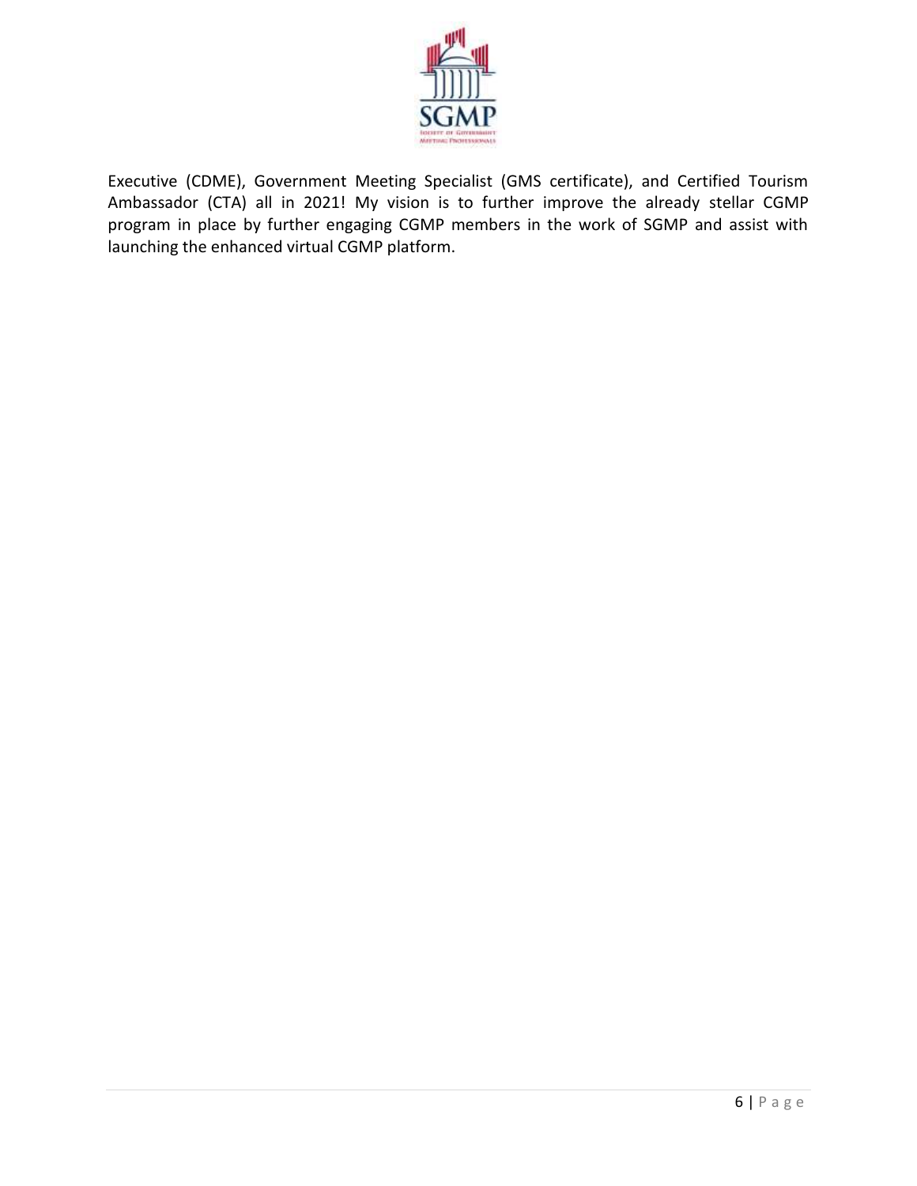Executive (CDME), Government Meeting Specialist (GMS certificate), and Certified Tourism Ambassador (CTA) all in 2021! My vision is to further improve the already stellar CGMP program in place by further engaging CGMP members in the work of SGMP and assist with launching the enhanced virtual CGMP platform.